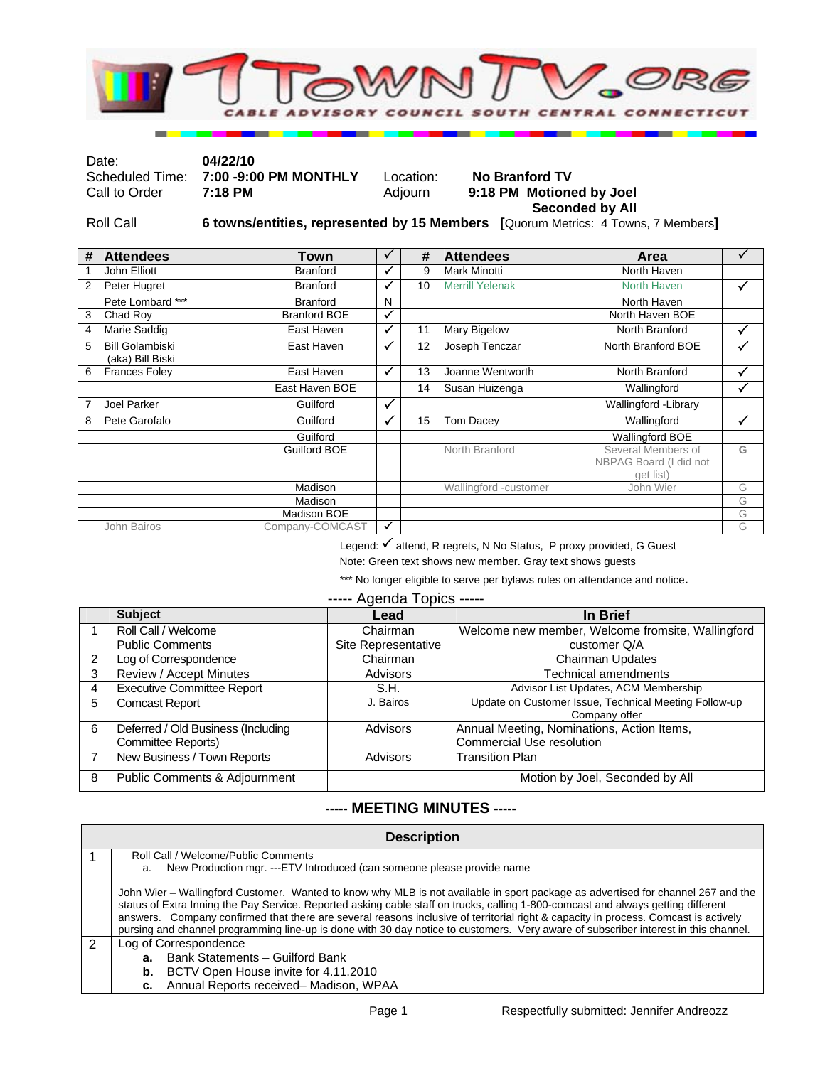# 1TownTV.org

CABLE ADVISORY COUNCIL SOUTH CENTRAL CONNECTICUT

| | | | |
|---|---|---|---|
| Date: | **04/22/10** | | |
| Scheduled Time: | **7:00 -9:00 PM MONTHLY** | Location: | **No Branford TV** |
| Call to Order | **7:18 PM** | Adjourn | **9:18 PM Motioned by Joel Seconded by All** |
| Roll Call | **6 towns/entities, represented by 15 Members** **[**Quorum Metrics: 4 Towns, 7 Members**]** | | |

| # | Attendees | Town | ✓ | # | Attendees | Area | ✓ |
|---|---|---|---|---|---|---|---|
| 1 | John Elliott | Branford | ✓ | 9 | Mark Minotti | North Haven | |
| 2 | Peter Hugret | Branford | ✓ | 10 | Merrill Yelenak | North Haven | ✓ |
| | Pete Lombard *** | Branford | N | | | North Haven | |
| 3 | Chad Roy | Branford BOE | ✓ | | | North Haven BOE | |
| 4 | Marie Saddig | East Haven | ✓ | 11 | Mary Bigelow | North Branford | ✓ |
| 5 | Bill Golambiski (aka) Bill Biski | East Haven | ✓ | 12 | Joseph Tenczar | North Branford BOE | ✓ |
| 6 | Frances Foley | East Haven | ✓ | 13 | Joanne Wentworth | North Branford | ✓ |
| | | East Haven BOE | | 14 | Susan Huizenga | Wallingford | ✓ |
| 7 | Joel Parker | Guilford | ✓ | | | Wallingford -Library | |
| 8 | Pete Garofalo | Guilford | ✓ | 15 | Tom Dacey | Wallingford | ✓ |
| | | Guilford | | | | Wallingford BOE | |
| | | Guilford BOE | | | North Branford | Several Members of NBPAG Board (I did not get list) | G |
| | | Madison | | | Wallingford -customer | John Wier | G |
| | | Madison | | | | | G |
| | | Madison BOE | | | | | G |
| | John Bairos | Company-COMCAST | ✓ | | | | G |

Legend: ✓ attend, R regrets, N No Status, P proxy provided, G Guest

Note: Green text shows new member. Gray text shows guests

*** No longer eligible to serve per bylaws rules on attendance and notice.

----- Agenda Topics -----

| | Subject | Lead | In Brief |
|---|---|---|---|
| 1 | Roll Call / Welcome Public Comments | Chairman Site Representative | Welcome new member, Welcome fromsite, Wallingford customer Q/A |
| 2 | Log of Correspondence | Chairman | Chairman Updates |
| 3 | Review / Accept Minutes | Advisors | Technical amendments |
| 4 | Executive Committee Report | S.H. | Advisor List Updates, ACM Membership |
| 5 | Comcast Report | J. Bairos | Update on Customer Issue, Technical Meeting Follow-up Company offer |
| 6 | Deferred / Old Business (Including Committee Reports) | Advisors | Annual Meeting, Nominations, Action Items, Commercial Use resolution |
| 7 | New Business / Town Reports | Advisors | Transition Plan |
| 8 | Public Comments & Adjournment | | Motion by Joel, Seconded by All |

## ----- MEETING MINUTES -----

| | Description |
|---|---|
| 1 | Roll Call / Welcome/Public Comments<br>a. New Production mgr. ---ETV Introduced (can someone please provide name<br><br>John Wier – Wallingford Customer. Wanted to know why MLB is not available in sport package as advertised for channel 267 and the status of Extra Inning the Pay Service. Reported asking cable staff on trucks, calling 1-800-comcast and always getting different answers. Company confirmed that there are several reasons inclusive of territorial right & capacity in process. Comcast is actively pursing and channel programming line-up is done with 30 day notice to customers. Very aware of subscriber interest in this channel. |
| 2 | Log of Correspondence<br>**a.** Bank Statements – Guilford Bank<br>**b.** BCTV Open House invite for 4.11.2010<br>**c.** Annual Reports received– Madison, WPAA |

Respectfully submitted: Jennifer Andreozz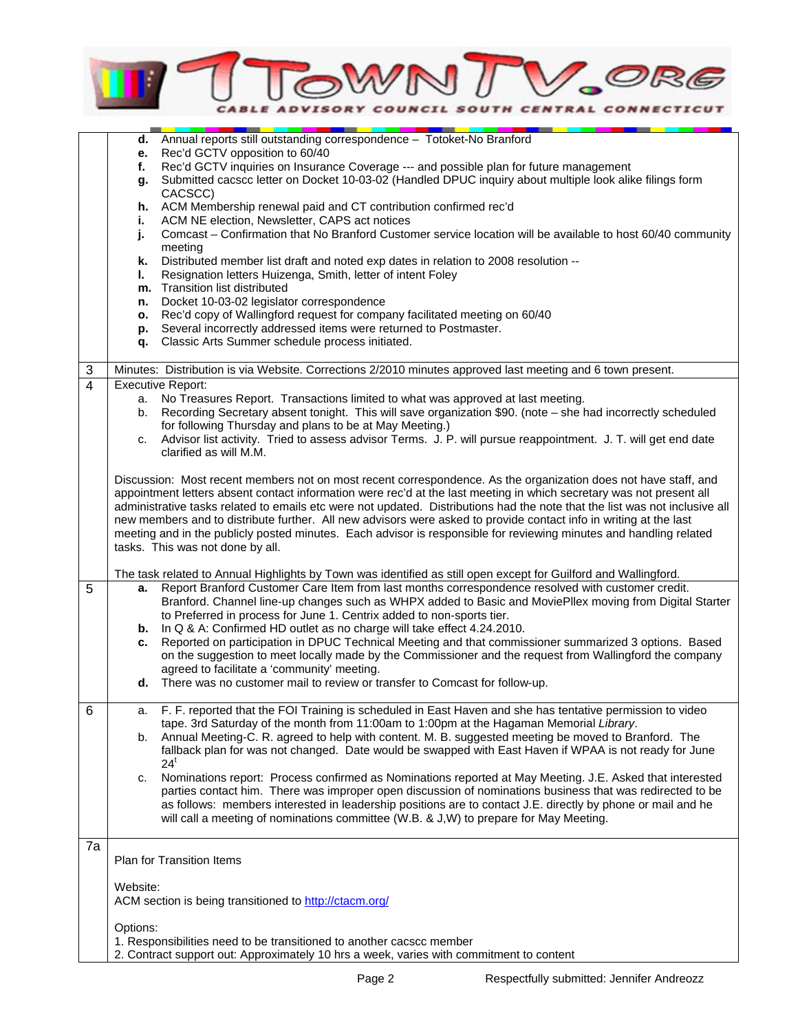| | |
|---|---|
| | **d.** Annual reports still outstanding correspondence – Totoket-No Branford<br>**e.** Rec'd GCTV opposition to 60/40<br>**f.** Rec'd GCTV inquiries on Insurance Coverage --- and possible plan for future management<br>**g.** Submitted cacscc letter on Docket 10-03-02 (Handled DPUC inquiry about multiple look alike filings form CACSCC)<br>**h.** ACM Membership renewal paid and CT contribution confirmed rec'd<br>**i.** ACM NE election, Newsletter, CAPS act notices<br>**j.** Comcast – Confirmation that No Branford Customer service location will be available to host 60/40 community meeting<br>**k.** Distributed member list draft and noted exp dates in relation to 2008 resolution --<br>**l.** Resignation letters Huizenga, Smith, letter of intent Foley<br>**m.** Transition list distributed<br>**n.** Docket 10-03-02 legislator correspondence<br>**o.** Rec'd copy of Wallingford request for company facilitated meeting on 60/40<br>**p.** Several incorrectly addressed items were returned to Postmaster.<br>**q.** Classic Arts Summer schedule process initiated. |
| 3 | Minutes: Distribution is via Website. Corrections 2/2010 minutes approved last meeting and 6 town present. |
| 4 | Executive Report:<br>a. No Treasures Report. Transactions limited to what was approved at last meeting.<br>b. Recording Secretary absent tonight. This will save organization $90. (note – she had incorrectly scheduled for following Thursday and plans to be at May Meeting.)<br>c. Advisor list activity. Tried to assess advisor Terms. J. P. will pursue reappointment. J. T. will get end date clarified as will M.M.<br><br>Discussion: Most recent members not on most recent correspondence. As the organization does not have staff, and appointment letters absent contact information were rec'd at the last meeting in which secretary was not present all administrative tasks related to emails etc were not updated. Distributions had the note that the list was not inclusive all new members and to distribute further. All new advisors were asked to provide contact info in writing at the last meeting and in the publicly posted minutes. Each advisor is responsible for reviewing minutes and handling related tasks. This was not done by all.<br><br>The task related to Annual Highlights by Town was identified as still open except for Guilford and Wallingford. |
| 5 | **a.** Report Branford Customer Care Item from last months correspondence resolved with customer credit. Branford. Channel line-up changes such as WHPX added to Basic and MoviePllex moving from Digital Starter to Preferred in process for June 1. Centrix added to non-sports tier.<br>**b.** In Q & A: Confirmed HD outlet as no charge will take effect 4.24.2010.<br>**c.** Reported on participation in DPUC Technical Meeting and that commissioner summarized 3 options. Based on the suggestion to meet locally made by the Commissioner and the request from Wallingford the company agreed to facilitate a 'community' meeting.<br>**d.** There was no customer mail to review or transfer to Comcast for follow-up. |
| 6 | a. F. F. reported that the FOI Training is scheduled in East Haven and she has tentative permission to video tape. 3rd Saturday of the month from 11:00am to 1:00pm at the Hagaman Memorial *Library*.<br>b. Annual Meeting-C. R. agreed to help with content. M. B. suggested meeting be moved to Branford. The fallback plan for was not changed. Date would be swapped with East Haven if WPAA is not ready for June 24[t]<br>c. Nominations report: Process confirmed as Nominations reported at May Meeting. J.E. Asked that interested parties contact him. There was improper open discussion of nominations business that was redirected to be as follows: members interested in leadership positions are to contact J.E. directly by phone or mail and he will call a meeting of nominations committee (W.B. & J,W) to prepare for May Meeting. |
| 7a | Plan for Transition Items<br><br>Website:<br>ACM section is being transitioned to [http://ctacm.org/](http://ctacm.org/)<br><br>Options:<br>1. Responsibilities need to be transitioned to another cacscc member<br>2. Contract support out: Approximately 10 hrs a week, varies with commitment to content |

Respectfully submitted: Jennifer Andreozz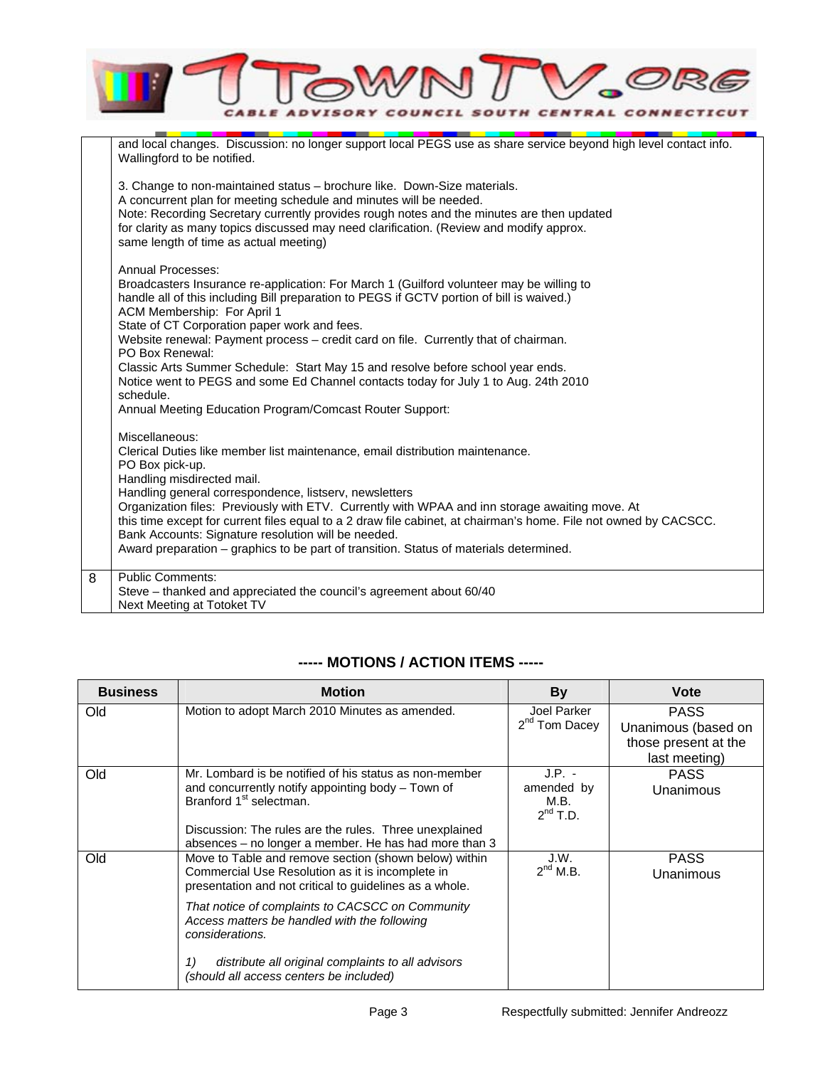|  |  |
| --- | --- |
|  | and local changes. Discussion: no longer support local PEGS use as share service beyond high level contact info. Wallingford to be notified.<br><br>3. Change to non-maintained status – brochure like. Down-Size materials.<br>A concurrent plan for meeting schedule and minutes will be needed.<br>Note: Recording Secretary currently provides rough notes and the minutes are then updated for clarity as many topics discussed may need clarification. (Review and modify approx. same length of time as actual meeting)<br><br>Annual Processes:<br>Broadcasters Insurance re-application: For March 1 (Guilford volunteer may be willing to handle all of this including Bill preparation to PEGS if GCTV portion of bill is waived.)<br>ACM Membership: For April 1<br>State of CT Corporation paper work and fees.<br>Website renewal: Payment process – credit card on file. Currently that of chairman.<br>PO Box Renewal:<br>Classic Arts Summer Schedule: Start May 15 and resolve before school year ends.<br>Notice went to PEGS and some Ed Channel contacts today for July 1 to Aug. 24th 2010 schedule.<br>Annual Meeting Education Program/Comcast Router Support:<br><br>Miscellaneous:<br>Clerical Duties like member list maintenance, email distribution maintenance.<br>PO Box pick-up.<br>Handling misdirected mail.<br>Handling general correspondence, listserv, newsletters<br>Organization files: Previously with ETV. Currently with WPAA and inn storage awaiting move. At this time except for current files equal to a 2 draw file cabinet, at chairman's home. File not owned by CACSCC.<br>Bank Accounts: Signature resolution will be needed.<br>Award preparation – graphics to be part of transition. Status of materials determined. |
| 8 | Public Comments:<br>Steve – thanked and appreciated the council's agreement about 60/40<br>Next Meeting at Totoket TV |

## ----- MOTIONS / ACTION ITEMS -----

| Business | Motion | By | Vote |
| --- | --- | --- | --- |
| Old | Motion to adopt March 2010 Minutes as amended. | Joel Parker<br>2nd Tom Dacey | PASS<br>Unanimous (based on those present at the last meeting) |
| Old | Mr. Lombard is be notified of his status as non-member and concurrently notify appointing body – Town of Branford 1st selectman.<br><br>Discussion: The rules are the rules. Three unexplained absences – no longer a member. He has had more than 3 | J.P. - amended by M.B.<br>2nd T.D. | PASS<br>Unanimous |
| Old | Move to Table and remove section (shown below) within Commercial Use Resolution as it is incomplete in presentation and not critical to guidelines as a whole.<br><br>*That notice of complaints to CACSCC on Community Access matters be handled with the following considerations.*<br><br>*1) distribute all original complaints to all advisors (should all access centers be included)* | J.W.<br>2nd M.B. | PASS<br>Unanimous |

Respectfully submitted: Jennifer Andreozz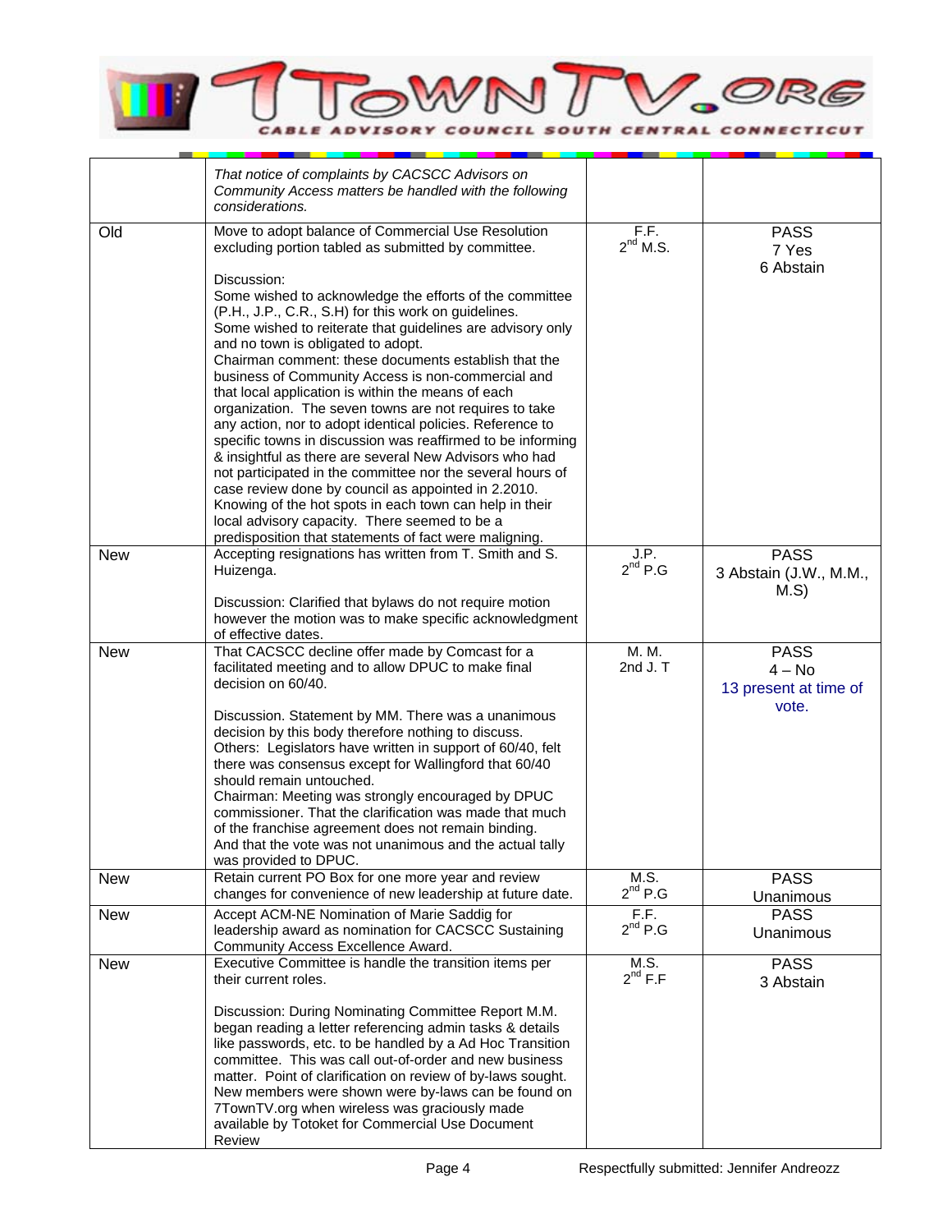| | | | |
|---|---|---|---|
| | *That notice of complaints by CACSCC Advisors on Community Access matters be handled with the following considerations.* | | |
| Old | Move to adopt balance of Commercial Use Resolution excluding portion tabled as submitted by committee.<br><br>Discussion:<br>Some wished to acknowledge the efforts of the committee (P.H., J.P., C.R., S.H) for this work on guidelines.<br>Some wished to reiterate that guidelines are advisory only and no town is obligated to adopt.<br>Chairman comment: these documents establish that the business of Community Access is non-commercial and that local application is within the means of each organization. The seven towns are not requires to take any action, nor to adopt identical policies. Reference to specific towns in discussion was reaffirmed to be informing & insightful as there are several New Advisors who had not participated in the committee nor the several hours of case review done by council as appointed in 2.2010. Knowing of the hot spots in each town can help in their local advisory capacity. There seemed to be a predisposition that statements of fact were maligning. | F.F.<br>2nd M.S. | PASS<br>7 Yes<br>6 Abstain |
| New | Accepting resignations has written from T. Smith and S. Huizenga.<br><br>Discussion: Clarified that bylaws do not require motion however the motion was to make specific acknowledgment of effective dates. | J.P.<br>2nd P.G | PASS<br>3 Abstain (J.W., M.M., M.S) |
| New | That CACSCC decline offer made by Comcast for a facilitated meeting and to allow DPUC to make final decision on 60/40.<br><br>Discussion. Statement by MM. There was a unanimous decision by this body therefore nothing to discuss.<br>Others: Legislators have written in support of 60/40, felt there was consensus except for Wallingford that 60/40 should remain untouched.<br>Chairman: Meeting was strongly encouraged by DPUC commissioner. That the clarification was made that much of the franchise agreement does not remain binding.<br>And that the vote was not unanimous and the actual tally was provided to DPUC. | M. M.<br>2nd J. T | PASS<br>4 – No<br>13 present at time of vote. |
| New | Retain current PO Box for one more year and review changes for convenience of new leadership at future date. | M.S.<br>2nd P.G | PASS<br>Unanimous |
| New | Accept ACM-NE Nomination of Marie Saddig for leadership award as nomination for CACSCC Sustaining Community Access Excellence Award. | F.F.<br>2nd P.G | PASS<br>Unanimous |
| New | Executive Committee is handle the transition items per their current roles.<br><br>Discussion: During Nominating Committee Report M.M. began reading a letter referencing admin tasks & details like passwords, etc. to be handled by a Ad Hoc Transition committee. This was call out-of-order and new business matter. Point of clarification on review of by-laws sought. New members were shown were by-laws can be found on 7TownTV.org when wireless was graciously made available by Totoket for Commercial Use Document Review | M.S.<br>2nd F.F | PASS<br>3 Abstain |

Respectfully submitted: Jennifer Andreozz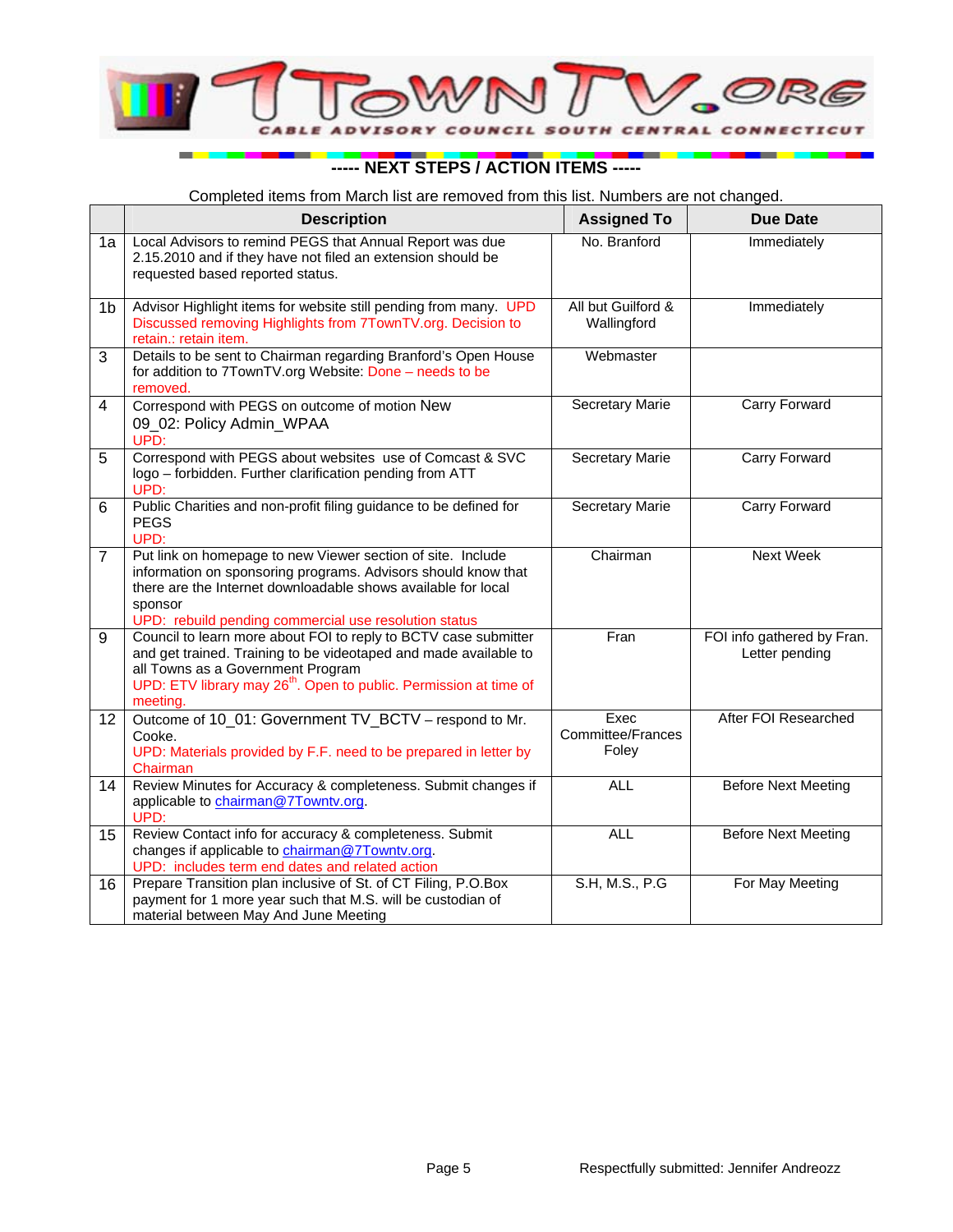## ----- NEXT STEPS / ACTION ITEMS -----

Completed items from March list are removed from this list. Numbers are not changed.

| | Description | Assigned To | Due Date |
|---|---|---|---|
| 1a | Local Advisors to remind PEGS that Annual Report was due 2.15.2010 and if they have not filed an extension should be requested based reported status. | No. Branford | Immediately |
| 1b | Advisor Highlight items for website still pending from many. UPD Discussed removing Highlights from 7TownTV.org. Decision to retain.: retain item. | All but Guilford & Wallingford | Immediately |
| 3 | Details to be sent to Chairman regarding Branford's Open House for addition to 7TownTV.org Website: Done – needs to be removed. | Webmaster | |
| 4 | Correspond with PEGS on outcome of motion New 09_02: Policy Admin_WPAA UPD: | Secretary Marie | Carry Forward |
| 5 | Correspond with PEGS about websites use of Comcast & SVC logo – forbidden. Further clarification pending from ATT UPD: | Secretary Marie | Carry Forward |
| 6 | Public Charities and non-profit filing guidance to be defined for PEGS UPD: | Secretary Marie | Carry Forward |
| 7 | Put link on homepage to new Viewer section of site. Include information on sponsoring programs. Advisors should know that there are the Internet downloadable shows available for local sponsor UPD: rebuild pending commercial use resolution status | Chairman | Next Week |
| 9 | Council to learn more about FOI to reply to BCTV case submitter and get trained. Training to be videotaped and made available to all Towns as a Government Program UPD: ETV library may 26th. Open to public. Permission at time of meeting. | Fran | FOI info gathered by Fran. Letter pending |
| 12 | Outcome of 10_01: Government TV_BCTV – respond to Mr. Cooke. UPD: Materials provided by F.F. need to be prepared in letter by Chairman | Exec Committee/Frances Foley | After FOI Researched |
| 14 | Review Minutes for Accuracy & completeness. Submit changes if applicable to chairman@7Towntv.org. UPD: | ALL | Before Next Meeting |
| 15 | Review Contact info for accuracy & completeness. Submit changes if applicable to chairman@7Towntv.org. UPD: includes term end dates and related action | ALL | Before Next Meeting |
| 16 | Prepare Transition plan inclusive of St. of CT Filing, P.O.Box payment for 1 more year such that M.S. will be custodian of material between May And June Meeting | S.H, M.S., P.G | For May Meeting |

Respectfully submitted: Jennifer Andreozz